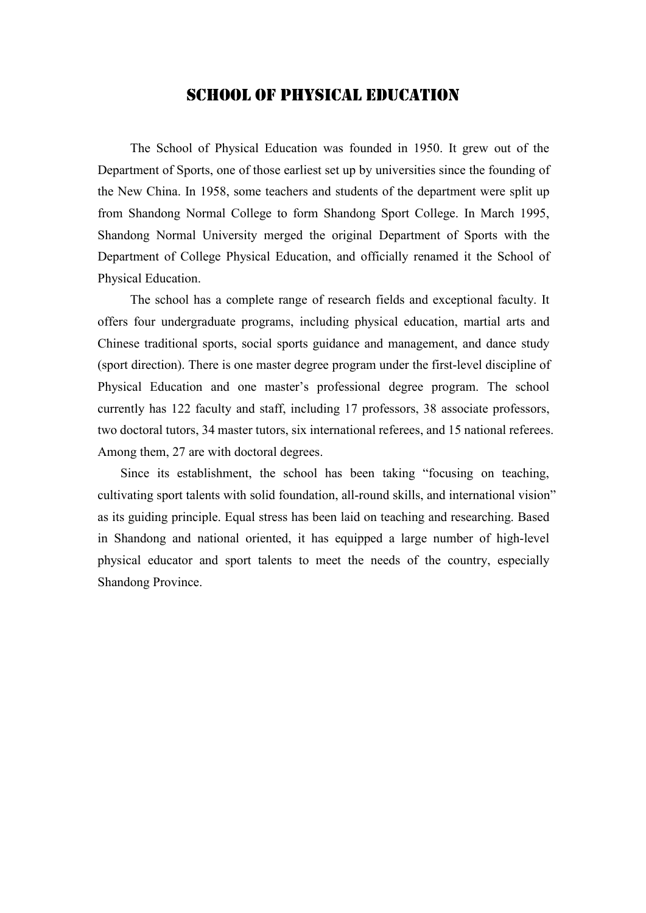# SCHOOL OF PHYSICAL EDUCATION

The School of Physical Education was founded in 1950. It grew out of the Department of Sports, one of those earliest set up by universities since the founding of the New China. In 1958, some teachers and students of the department were split up from Shandong Normal College to form Shandong Sport College. In March 1995, Shandong Normal University merged the original Department of Sports with the Department of College Physical Education, and officially renamed it the School of Physical Education.

The school has a complete range of research fields and exceptional faculty. It offers four undergraduate programs, including physical education, martial arts and Chinese traditional sports, social sports guidance and management, and dance study (sport direction). There is one master degree program under the first-level discipline of Physical Education and one master's professional degree program. The school currently has 122 faculty and staff, including 17 professors, 38 associate professors, two doctoral tutors, 34 master tutors, six international referees, and 15 national referees. Among them, 27 are with doctoral degrees.

Since its establishment, the school has been taking "focusing on teaching, cultivating sport talents with solid foundation, all-round skills, and international vision" as its guiding principle. Equal stress has been laid on teaching and researching. Based in Shandong and national oriented, it has equipped a large number of high-level physical educator and sport talents to meet the needs of the country, especially Shandong Province.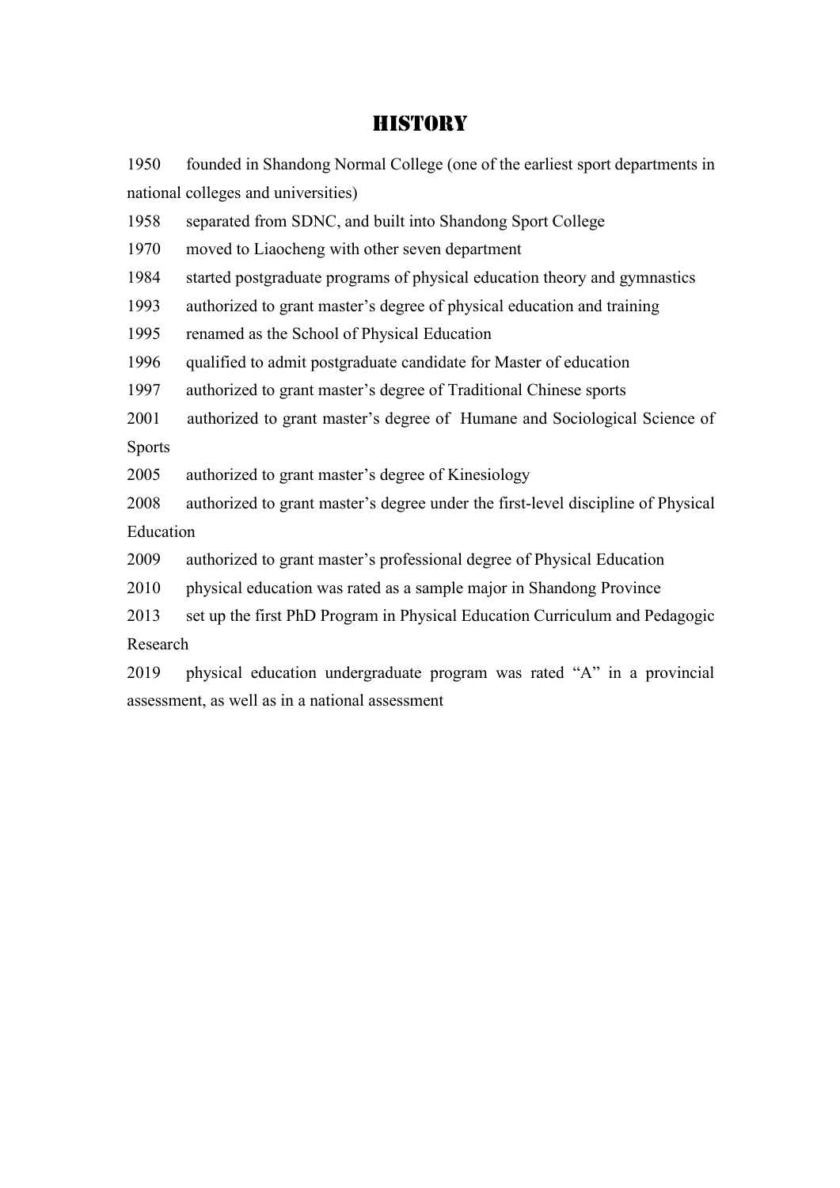# HISTORY

1950 founded in Shandong Normal College (one of the earliest sport departments in national colleges and universities)

1958 separated from SDNC, and built into Shandong Sport College

1970 moved to Liaocheng with other seven department

1984 started postgraduate programs of physical education theory and gymnastics

1993 authorized to grant master's degree of physical education and training

1995 renamed as the School of Physical Education

1996 qualified to admit postgraduate candidate for Master of education

1997 authorized to grant master's degree of Traditional Chinese sports

2001 authorized to grant master's degree of Humane and Sociological Science of Sports

2005 authorized to grant master's degree of Kinesiology

2008 authorized to grant master's degree under the first-level discipline of Physical Education

2009 authorized to grant master's professional degree of Physical Education

2010 physical education was rated as a sample major in Shandong Province

2013 set up the first PhD Program in Physical Education Curriculum and Pedagogic Research

2019 physical education undergraduate program was rated "A" in a provincial assessment, as well as in a national assessment